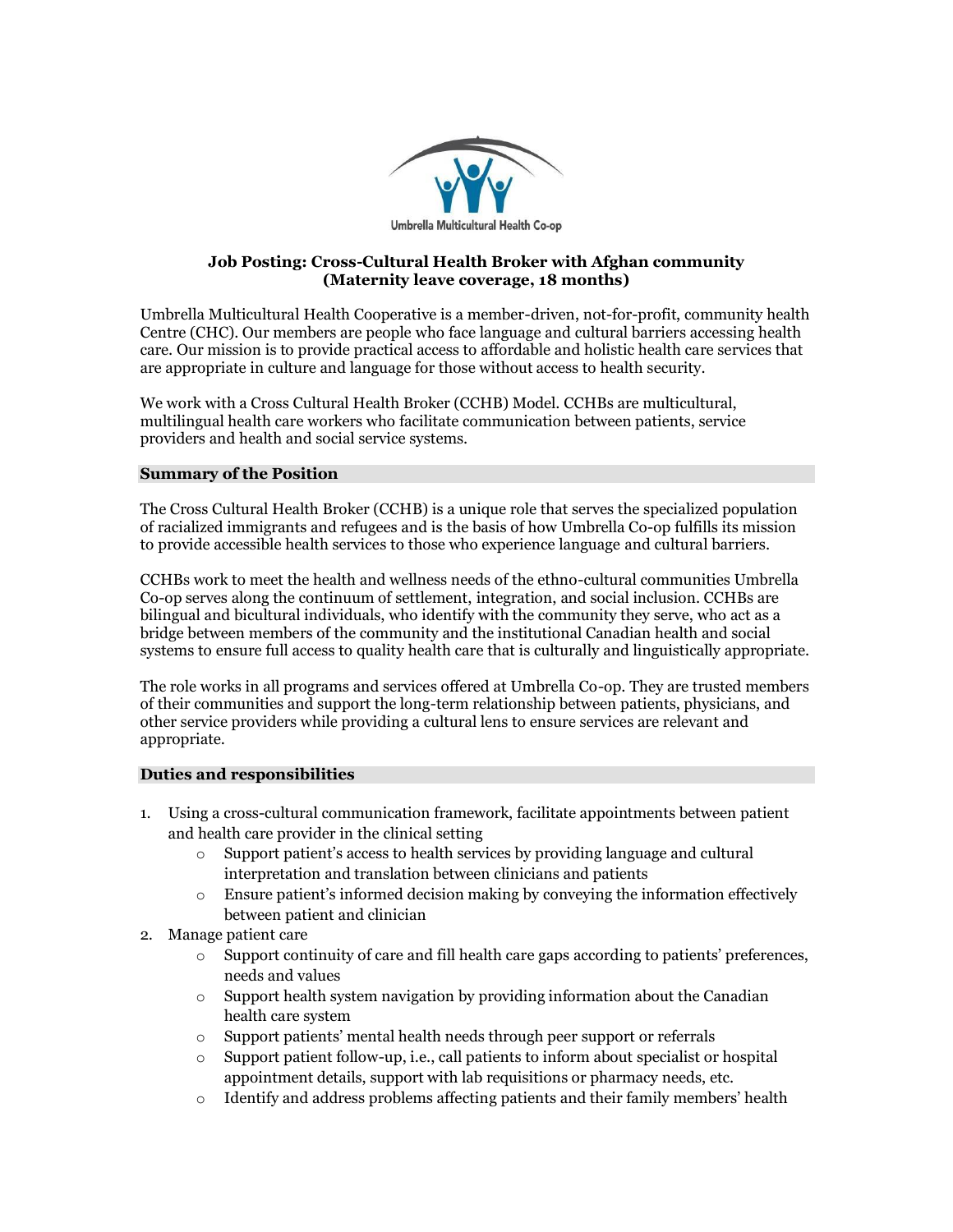Umbrella Multicultural Health Co-op

# Job Posting: Cross-Cultural Health Broker with Afghan community (Maternity leave coverage, 18 months)

Umbrella Multicultural Health Cooperative is a member-driven, not-for-profit, community health Centre (CHC). Our members are people who face language and cultural barriers accessing health care. Our mission is to provide practical access to affordable and holistic health care services that are appropriate in culture and language for those without access to health security.

We work with a Cross Cultural Health Broker (CCHB) Model. CCHBs are multicultural, multilingual health care workers who facilitate communication between patients, service providers and health and social service systems.

## Summary of the Position

The Cross Cultural Health Broker (CCHB) is a unique role that serves the specialized population of racialized immigrants and refugees and is the basis of how Umbrella Co-op fulfills its mission to provide accessible health services to those who experience language and cultural barriers.

CCHBs work to meet the health and wellness needs of the ethno-cultural communities Umbrella Co-op serves along the continuum of settlement, integration, and social inclusion. CCHBs are bilingual and bicultural individuals, who identify with the community they serve, who act as a bridge between members of the community and the institutional Canadian health and social systems to ensure full access to quality health care that is culturally and linguistically appropriate.

The role works in all programs and services offered at Umbrella Co-op. They are trusted members of their communities and support the long-term relationship between patients, physicians, and other service providers while providing a cultural lens to ensure services are relevant and appropriate.

## Duties and responsibilities

1. Using a cross-cultural communication framework, facilitate appointments between patient and health care provider in the clinical setting
   - Support patient's access to health services by providing language and cultural interpretation and translation between clinicians and patients
   - Ensure patient's informed decision making by conveying the information effectively between patient and clinician
2. Manage patient care
   - Support continuity of care and fill health care gaps according to patients' preferences, needs and values
   - Support health system navigation by providing information about the Canadian health care system
   - Support patients' mental health needs through peer support or referrals
   - Support patient follow-up, i.e., call patients to inform about specialist or hospital appointment details, support with lab requisitions or pharmacy needs, etc.
   - Identify and address problems affecting patients and their family members' health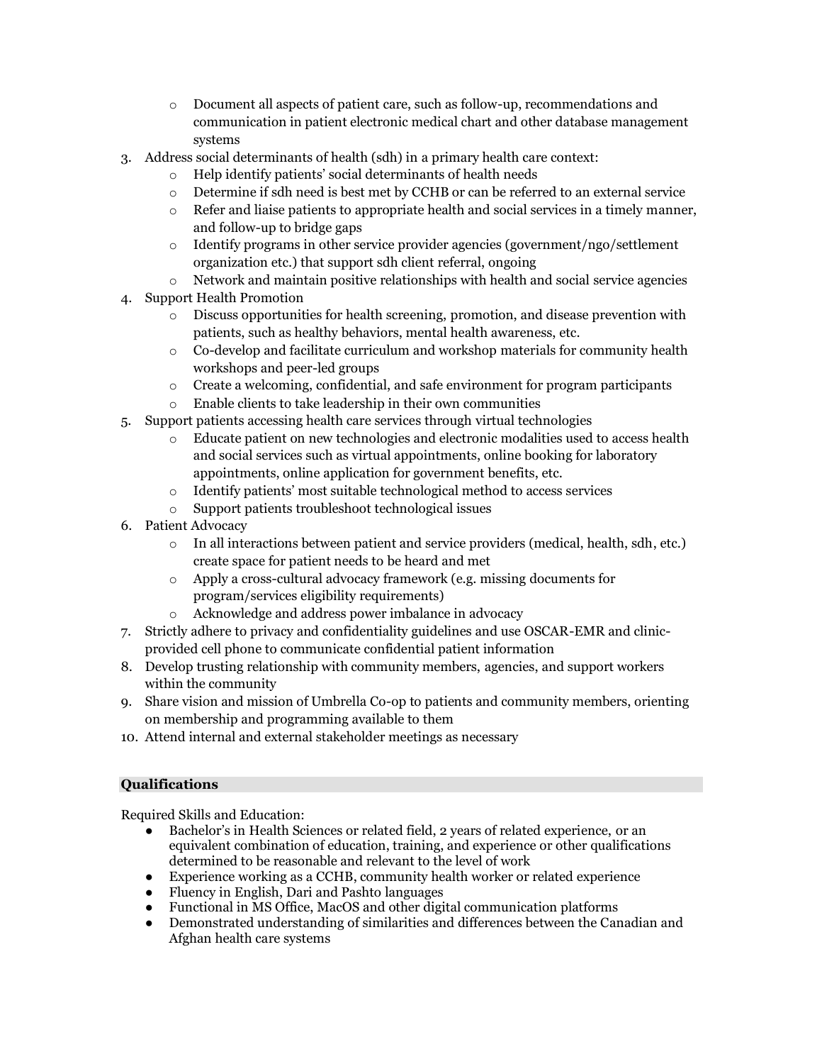- Document all aspects of patient care, such as follow-up, recommendations and communication in patient electronic medical chart and other database management systems
3. Address social determinants of health (sdh) in a primary health care context:
   - Help identify patients' social determinants of health needs
   - Determine if sdh need is best met by CCHB or can be referred to an external service
   - Refer and liaise patients to appropriate health and social services in a timely manner, and follow-up to bridge gaps
   - Identify programs in other service provider agencies (government/ngo/settlement organization etc.) that support sdh client referral, ongoing
   - Network and maintain positive relationships with health and social service agencies
4. Support Health Promotion
   - Discuss opportunities for health screening, promotion, and disease prevention with patients, such as healthy behaviors, mental health awareness, etc.
   - Co-develop and facilitate curriculum and workshop materials for community health workshops and peer-led groups
   - Create a welcoming, confidential, and safe environment for program participants
   - Enable clients to take leadership in their own communities
5. Support patients accessing health care services through virtual technologies
   - Educate patient on new technologies and electronic modalities used to access health and social services such as virtual appointments, online booking for laboratory appointments, online application for government benefits, etc.
   - Identify patients' most suitable technological method to access services
   - Support patients troubleshoot technological issues
6. Patient Advocacy
   - In all interactions between patient and service providers (medical, health, sdh, etc.) create space for patient needs to be heard and met
   - Apply a cross-cultural advocacy framework (e.g. missing documents for program/services eligibility requirements)
   - Acknowledge and address power imbalance in advocacy
7. Strictly adhere to privacy and confidentiality guidelines and use OSCAR-EMR and clinic-provided cell phone to communicate confidential patient information
8. Develop trusting relationship with community members, agencies, and support workers within the community
9. Share vision and mission of Umbrella Co-op to patients and community members, orienting on membership and programming available to them
10. Attend internal and external stakeholder meetings as necessary

## Qualifications

Required Skills and Education:

- Bachelor's in Health Sciences or related field, 2 years of related experience, or an equivalent combination of education, training, and experience or other qualifications determined to be reasonable and relevant to the level of work
- Experience working as a CCHB, community health worker or related experience
- Fluency in English, Dari and Pashto languages
- Functional in MS Office, MacOS and other digital communication platforms
- Demonstrated understanding of similarities and differences between the Canadian and Afghan health care systems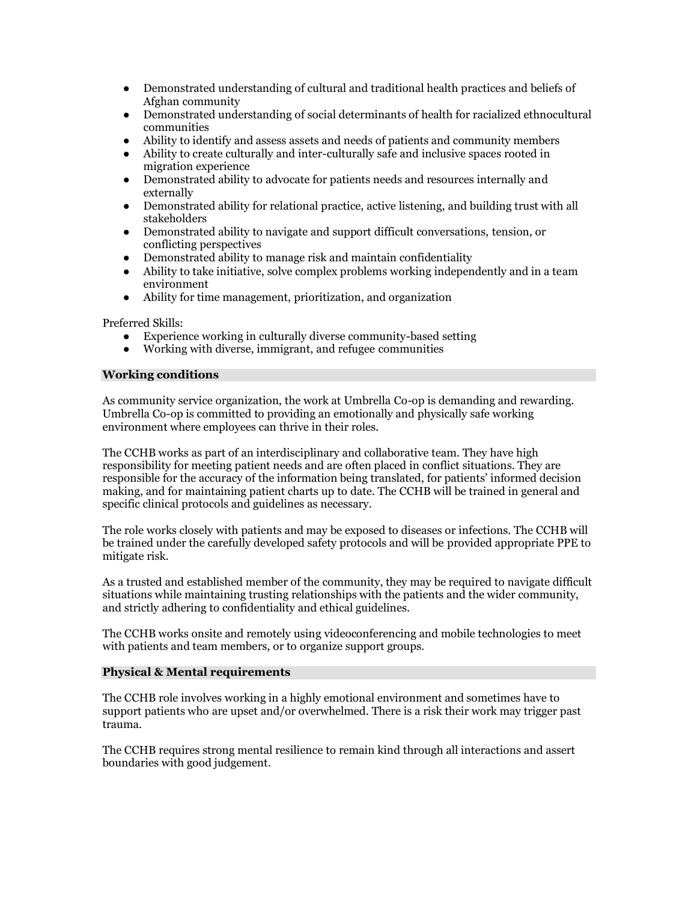- Demonstrated understanding of cultural and traditional health practices and beliefs of Afghan community
- Demonstrated understanding of social determinants of health for racialized ethnocultural communities
- Ability to identify and assess assets and needs of patients and community members
- Ability to create culturally and inter-culturally safe and inclusive spaces rooted in migration experience
- Demonstrated ability to advocate for patients needs and resources internally and externally
- Demonstrated ability for relational practice, active listening, and building trust with all stakeholders
- Demonstrated ability to navigate and support difficult conversations, tension, or conflicting perspectives
- Demonstrated ability to manage risk and maintain confidentiality
- Ability to take initiative, solve complex problems working independently and in a team environment
- Ability for time management, prioritization, and organization

Preferred Skills:

- Experience working in culturally diverse community-based setting
- Working with diverse, immigrant, and refugee communities

## Working conditions

As community service organization, the work at Umbrella Co-op is demanding and rewarding. Umbrella Co-op is committed to providing an emotionally and physically safe working environment where employees can thrive in their roles.

The CCHB works as part of an interdisciplinary and collaborative team. They have high responsibility for meeting patient needs and are often placed in conflict situations. They are responsible for the accuracy of the information being translated, for patients' informed decision making, and for maintaining patient charts up to date. The CCHB will be trained in general and specific clinical protocols and guidelines as necessary.

The role works closely with patients and may be exposed to diseases or infections. The CCHB will be trained under the carefully developed safety protocols and will be provided appropriate PPE to mitigate risk.

As a trusted and established member of the community, they may be required to navigate difficult situations while maintaining trusting relationships with the patients and the wider community, and strictly adhering to confidentiality and ethical guidelines.

The CCHB works onsite and remotely using videoconferencing and mobile technologies to meet with patients and team members, or to organize support groups.

## Physical & Mental requirements

The CCHB role involves working in a highly emotional environment and sometimes have to support patients who are upset and/or overwhelmed. There is a risk their work may trigger past trauma.

The CCHB requires strong mental resilience to remain kind through all interactions and assert boundaries with good judgement.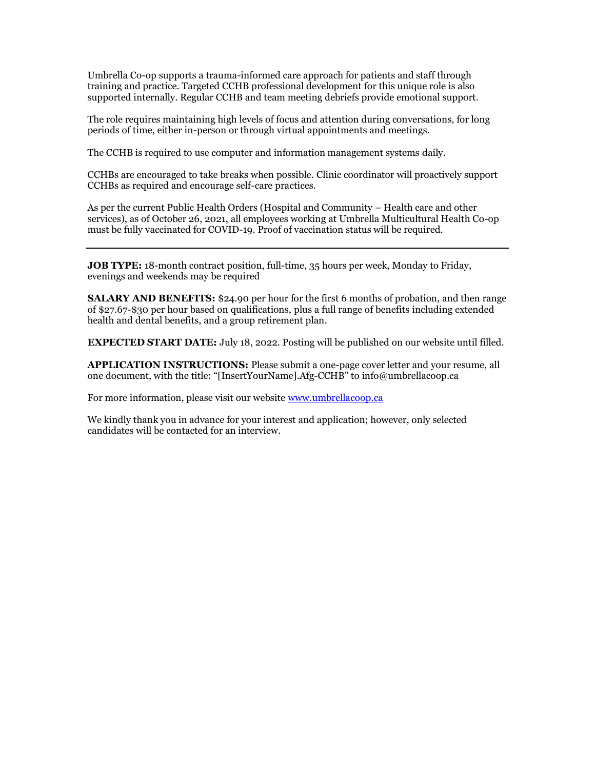Umbrella Co-op supports a trauma-informed care approach for patients and staff through training and practice. Targeted CCHB professional development for this unique role is also supported internally. Regular CCHB and team meeting debriefs provide emotional support.

The role requires maintaining high levels of focus and attention during conversations, for long periods of time, either in-person or through virtual appointments and meetings.

The CCHB is required to use computer and information management systems daily.

CCHBs are encouraged to take breaks when possible. Clinic coordinator will proactively support CCHBs as required and encourage self-care practices.

As per the current Public Health Orders (Hospital and Community – Health care and other services), as of October 26, 2021, all employees working at Umbrella Multicultural Health Co-op must be fully vaccinated for COVID-19. Proof of vaccination status will be required.

---

**JOB TYPE:** 18-month contract position, full-time, 35 hours per week, Monday to Friday, evenings and weekends may be required

**SALARY AND BENEFITS:** $24.90 per hour for the first 6 months of probation, and then range of $27.67-$30 per hour based on qualifications, plus a full range of benefits including extended health and dental benefits, and a group retirement plan.

**EXPECTED START DATE:** July 18, 2022. Posting will be published on our website until filled.

**APPLICATION INSTRUCTIONS:** Please submit a one-page cover letter and your resume, all one document, with the title: "[InsertYourName].Afg-CCHB" to info@umbrellacoop.ca

For more information, please visit our website [www.umbrellacoop.ca](http://www.umbrellacoop.ca)

We kindly thank you in advance for your interest and application; however, only selected candidates will be contacted for an interview.